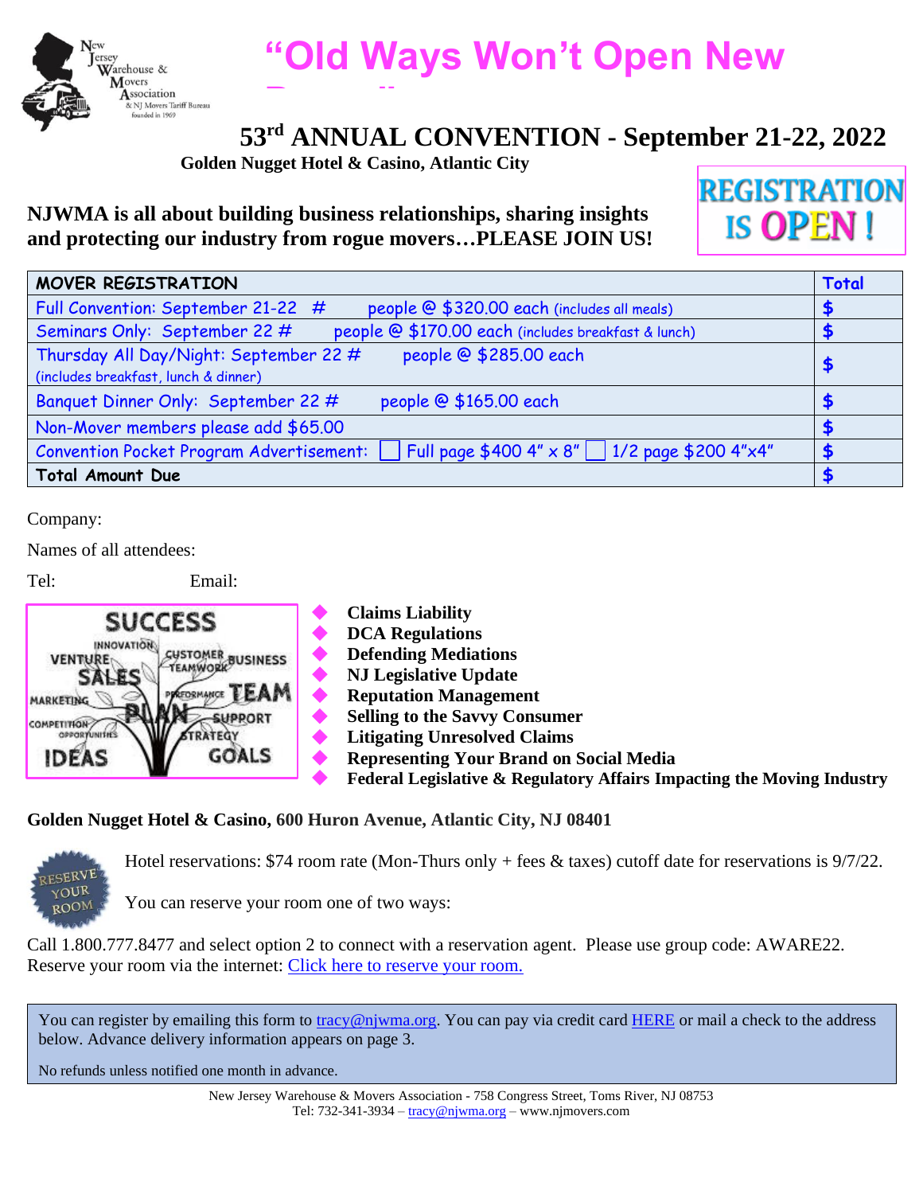# "Old Ways Won't Open New

## 53rd ANNUAL CONVENTION - September 21-22, 2022

**Golden Nugget Hotel & Casino, Atlantic City**

**NJWMA is all about building business relationships, sharing insights and protecting our industry from rogue movers…PLEASE JOIN US!**

**REGISTRATION IS OPEN !**

| MOVER REGISTRATION | Total |
|---|---|
| Full Convention: September 21-22 # people @ $320.00 each (includes all meals) | $ |
| Seminars Only: September 22 # people @ $170.00 each (includes breakfast & lunch) | $ |
| Thursday All Day/Night: September 22 # people @ $285.00 each (includes breakfast, lunch & dinner) | $ |
| Banquet Dinner Only: September 22 # people @ $165.00 each | $ |
| Non-Mover members please add $65.00 | $ |
| Convention Pocket Program Advertisement: ☐ Full page $400 4" x 8" ☐ 1/2 page $200 4"x4" | $ |
| **Total Amount Due** | $ |

Company:

Names of all attendees:

Tel: Email:

- **Claims Liability**
- **DCA Regulations**
- **Defending Mediations**
- **NJ Legislative Update**
- **Reputation Management**
- **Selling to the Savvy Consumer**
- **Litigating Unresolved Claims**
- **Representing Your Brand on Social Media**
- **Federal Legislative & Regulatory Affairs Impacting the Moving Industry**

**Golden Nugget Hotel & Casino, 600 Huron Avenue, Atlantic City, NJ 08401**

Hotel reservations: $74 room rate (Mon-Thurs only + fees & taxes) cutoff date for reservations is 9/7/22.

You can reserve your room one of two ways:

Call 1.800.777.8477 and select option 2 to connect with a reservation agent. Please use group code: AWARE22.
Reserve your room via the internet: Click here to reserve your room.

You can register by emailing this form to tracy@njwma.org. You can pay via credit card HERE or mail a check to the address below. Advance delivery information appears on page 3.

No refunds unless notified one month in advance.

New Jersey Warehouse & Movers Association - 758 Congress Street, Toms River, NJ 08753
Tel: 732-341-3934 – tracy@njwma.org – www.njmovers.com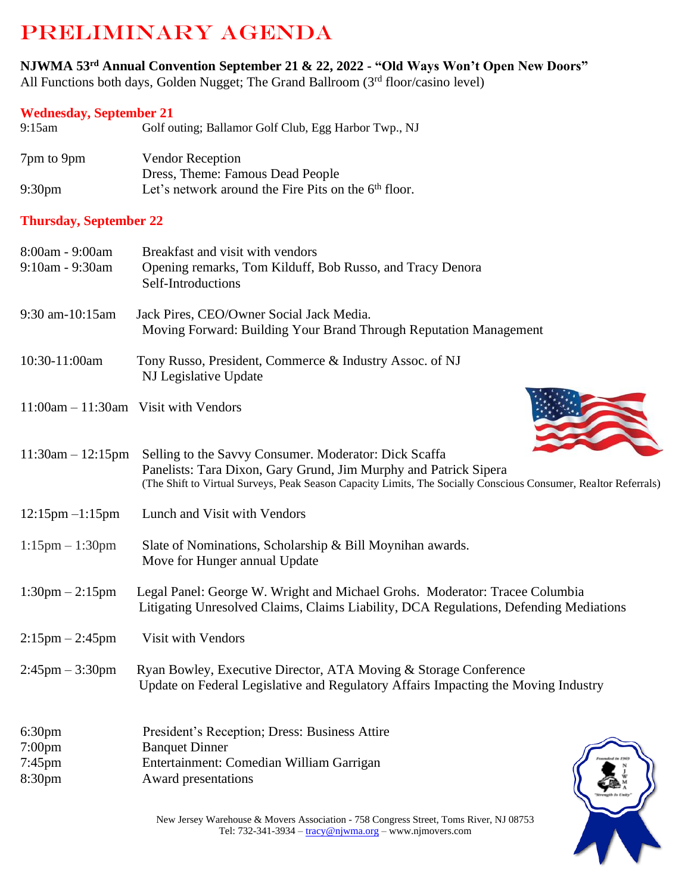# PRELIMINARY AGENDA

**NJWMA 53rd Annual Convention September 21 & 22, 2022 - "Old Ways Won't Open New Doors"**
All Functions both days, Golden Nugget; The Grand Ballroom (3rd floor/casino level)

## Wednesday, September 21

| | |
|---|---|
| 9:15am | Golf outing; Ballamor Golf Club, Egg Harbor Twp., NJ |
| 7pm to 9pm | Vendor Reception<br>Dress, Theme: Famous Dead People |
| 9:30pm | Let's network around the Fire Pits on the 6th floor. |

## Thursday, September 22

| | |
|---|---|
| 8:00am - 9:00am | Breakfast and visit with vendors |
| 9:10am - 9:30am | Opening remarks, Tom Kilduff, Bob Russo, and Tracy Denora<br>Self-Introductions |
| 9:30 am-10:15am | Jack Pires, CEO/Owner Social Jack Media.<br>Moving Forward: Building Your Brand Through Reputation Management |
| 10:30-11:00am | Tony Russo, President, Commerce & Industry Assoc. of NJ<br>NJ Legislative Update |
| 11:00am – 11:30am | Visit with Vendors |
| 11:30am – 12:15pm | Selling to the Savvy Consumer. Moderator: Dick Scaffa<br>Panelists: Tara Dixon, Gary Grund, Jim Murphy and Patrick Sipera<br>(The Shift to Virtual Surveys, Peak Season Capacity Limits, The Socially Conscious Consumer, Realtor Referrals) |
| 12:15pm –1:15pm | Lunch and Visit with Vendors |
| 1:15pm – 1:30pm | Slate of Nominations, Scholarship & Bill Moynihan awards.<br>Move for Hunger annual Update |
| 1:30pm – 2:15pm | Legal Panel: George W. Wright and Michael Grohs. Moderator: Tracee Columbia<br>Litigating Unresolved Claims, Claims Liability, DCA Regulations, Defending Mediations |
| 2:15pm – 2:45pm | Visit with Vendors |
| 2:45pm – 3:30pm | Ryan Bowley, Executive Director, ATA Moving & Storage Conference<br>Update on Federal Legislative and Regulatory Affairs Impacting the Moving Industry |
| 6:30pm | President's Reception; Dress: Business Attire |
| 7:00pm | Banquet Dinner |
| 7:45pm | Entertainment: Comedian William Garrigan |
| 8:30pm | Award presentations |

New Jersey Warehouse & Movers Association - 758 Congress Street, Toms River, NJ 08753
Tel: 732-341-3934 – tracy@njwma.org – www.njmovers.com